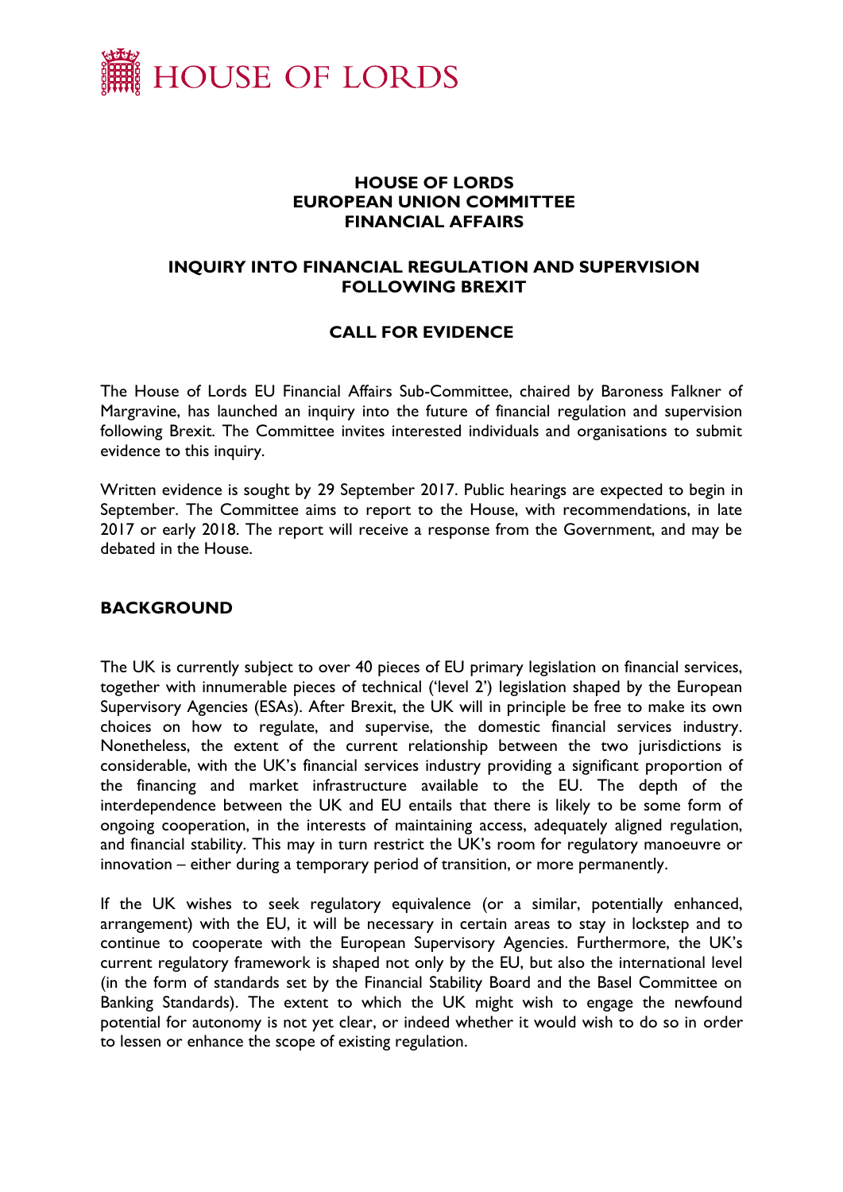# HOUSE OF LORDS

## HOUSE OF LORDS
## EUROPEAN UNION COMMITTEE
## FINANCIAL AFFAIRS

## INQUIRY INTO FINANCIAL REGULATION AND SUPERVISION FOLLOWING BREXIT

## CALL FOR EVIDENCE

The House of Lords EU Financial Affairs Sub-Committee, chaired by Baroness Falkner of Margravine, has launched an inquiry into the future of financial regulation and supervision following Brexit. The Committee invites interested individuals and organisations to submit evidence to this inquiry.

Written evidence is sought by 29 September 2017. Public hearings are expected to begin in September. The Committee aims to report to the House, with recommendations, in late 2017 or early 2018. The report will receive a response from the Government, and may be debated in the House.

### BACKGROUND

The UK is currently subject to over 40 pieces of EU primary legislation on financial services, together with innumerable pieces of technical ('level 2') legislation shaped by the European Supervisory Agencies (ESAs). After Brexit, the UK will in principle be free to make its own choices on how to regulate, and supervise, the domestic financial services industry. Nonetheless, the extent of the current relationship between the two jurisdictions is considerable, with the UK's financial services industry providing a significant proportion of the financing and market infrastructure available to the EU. The depth of the interdependence between the UK and EU entails that there is likely to be some form of ongoing cooperation, in the interests of maintaining access, adequately aligned regulation, and financial stability. This may in turn restrict the UK's room for regulatory manoeuvre or innovation – either during a temporary period of transition, or more permanently.

If the UK wishes to seek regulatory equivalence (or a similar, potentially enhanced, arrangement) with the EU, it will be necessary in certain areas to stay in lockstep and to continue to cooperate with the European Supervisory Agencies. Furthermore, the UK's current regulatory framework is shaped not only by the EU, but also the international level (in the form of standards set by the Financial Stability Board and the Basel Committee on Banking Standards). The extent to which the UK might wish to engage the newfound potential for autonomy is not yet clear, or indeed whether it would wish to do so in order to lessen or enhance the scope of existing regulation.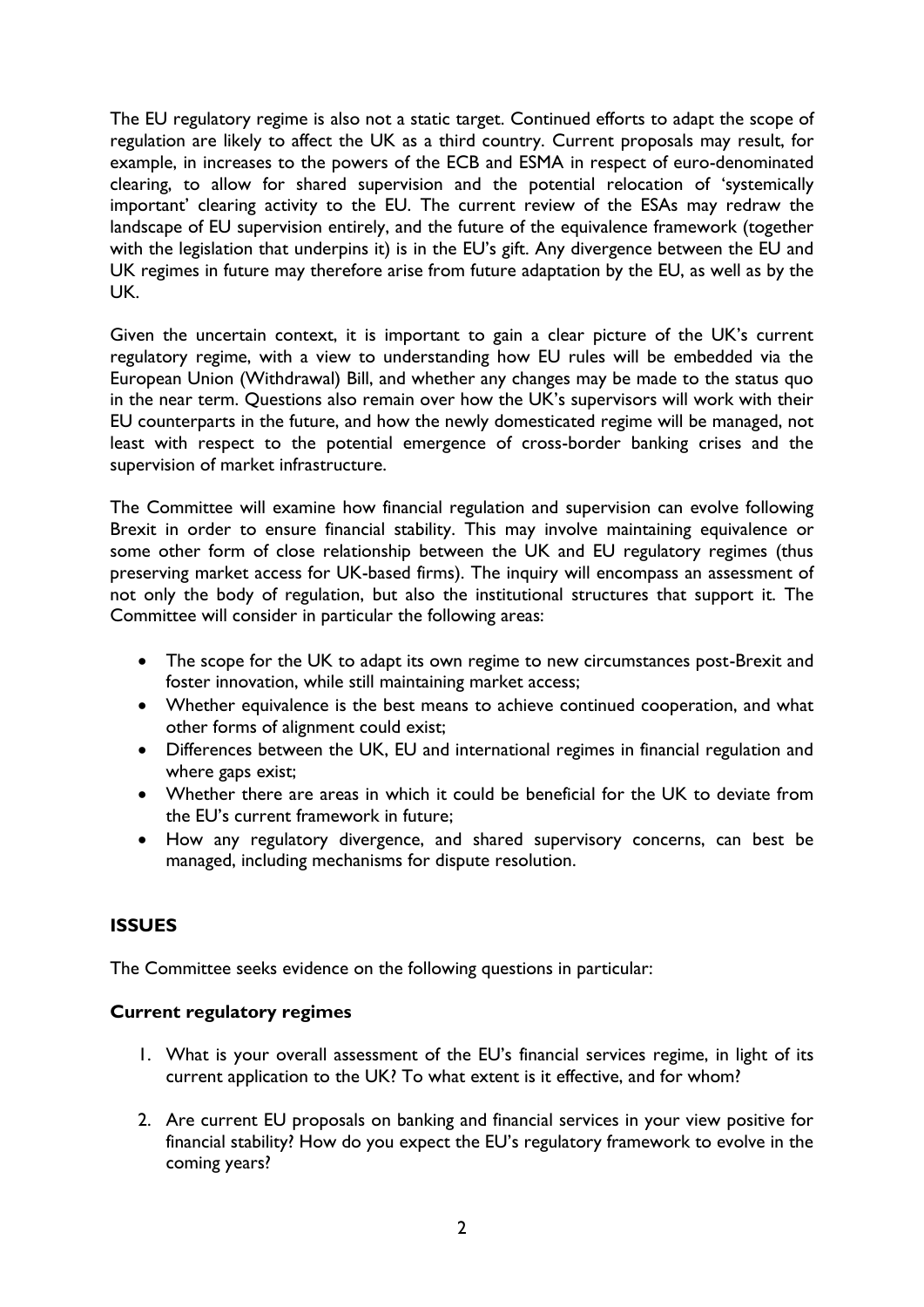The EU regulatory regime is also not a static target. Continued efforts to adapt the scope of regulation are likely to affect the UK as a third country. Current proposals may result, for example, in increases to the powers of the ECB and ESMA in respect of euro-denominated clearing, to allow for shared supervision and the potential relocation of 'systemically important' clearing activity to the EU. The current review of the ESAs may redraw the landscape of EU supervision entirely, and the future of the equivalence framework (together with the legislation that underpins it) is in the EU's gift. Any divergence between the EU and UK regimes in future may therefore arise from future adaptation by the EU, as well as by the UK.

Given the uncertain context, it is important to gain a clear picture of the UK's current regulatory regime, with a view to understanding how EU rules will be embedded via the European Union (Withdrawal) Bill, and whether any changes may be made to the status quo in the near term. Questions also remain over how the UK's supervisors will work with their EU counterparts in the future, and how the newly domesticated regime will be managed, not least with respect to the potential emergence of cross-border banking crises and the supervision of market infrastructure.

The Committee will examine how financial regulation and supervision can evolve following Brexit in order to ensure financial stability. This may involve maintaining equivalence or some other form of close relationship between the UK and EU regulatory regimes (thus preserving market access for UK-based firms). The inquiry will encompass an assessment of not only the body of regulation, but also the institutional structures that support it. The Committee will consider in particular the following areas:

- The scope for the UK to adapt its own regime to new circumstances post-Brexit and foster innovation, while still maintaining market access;
- Whether equivalence is the best means to achieve continued cooperation, and what other forms of alignment could exist;
- Differences between the UK, EU and international regimes in financial regulation and where gaps exist;
- Whether there are areas in which it could be beneficial for the UK to deviate from the EU's current framework in future;
- How any regulatory divergence, and shared supervisory concerns, can best be managed, including mechanisms for dispute resolution.

## ISSUES

The Committee seeks evidence on the following questions in particular:

### Current regulatory regimes

1. What is your overall assessment of the EU's financial services regime, in light of its current application to the UK? To what extent is it effective, and for whom?

2. Are current EU proposals on banking and financial services in your view positive for financial stability? How do you expect the EU's regulatory framework to evolve in the coming years?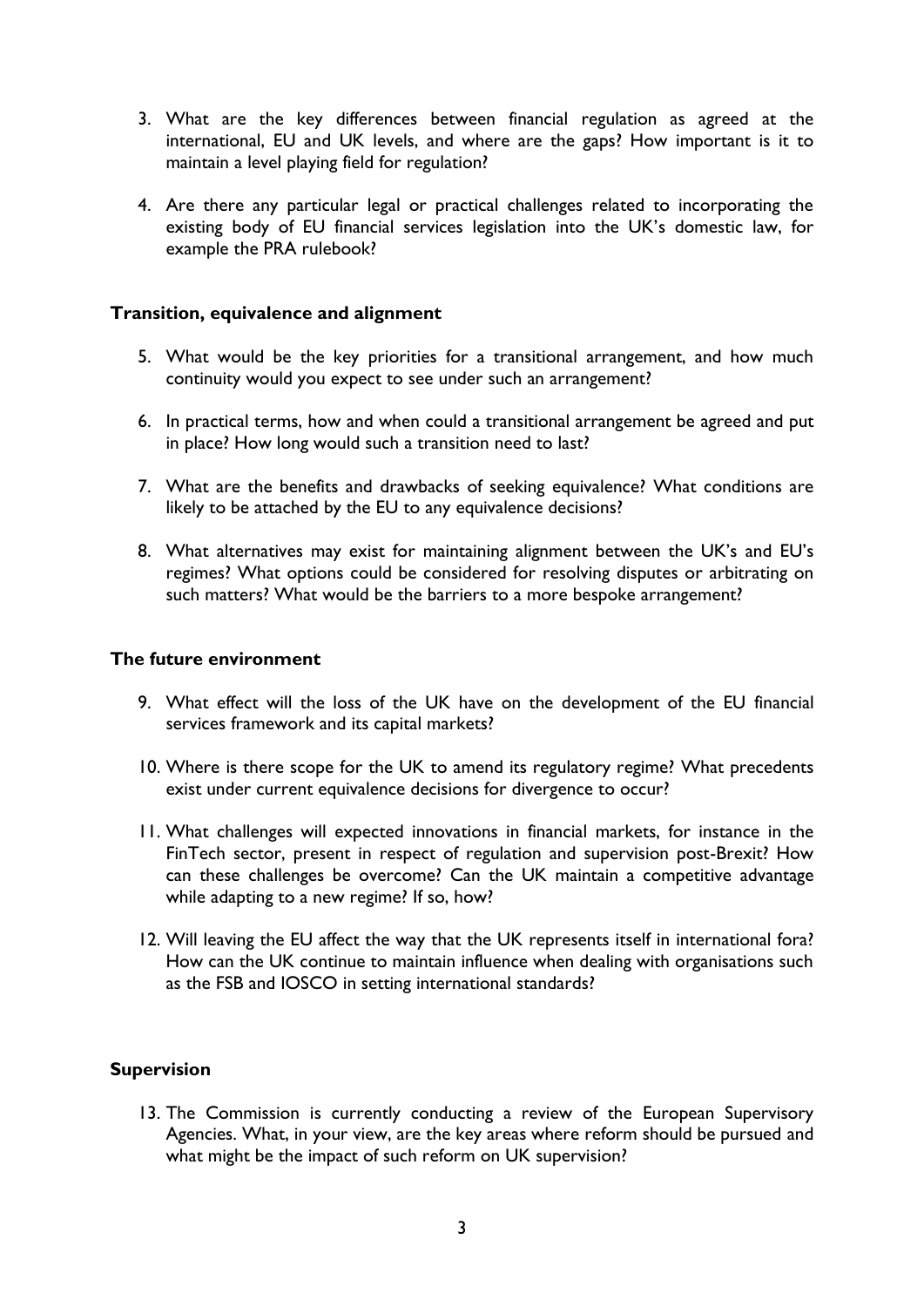3. What are the key differences between financial regulation as agreed at the international, EU and UK levels, and where are the gaps? How important is it to maintain a level playing field for regulation?

4. Are there any particular legal or practical challenges related to incorporating the existing body of EU financial services legislation into the UK's domestic law, for example the PRA rulebook?

**Transition, equivalence and alignment**

5. What would be the key priorities for a transitional arrangement, and how much continuity would you expect to see under such an arrangement?

6. In practical terms, how and when could a transitional arrangement be agreed and put in place? How long would such a transition need to last?

7. What are the benefits and drawbacks of seeking equivalence? What conditions are likely to be attached by the EU to any equivalence decisions?

8. What alternatives may exist for maintaining alignment between the UK's and EU's regimes? What options could be considered for resolving disputes or arbitrating on such matters? What would be the barriers to a more bespoke arrangement?

**The future environment**

9. What effect will the loss of the UK have on the development of the EU financial services framework and its capital markets?

10. Where is there scope for the UK to amend its regulatory regime? What precedents exist under current equivalence decisions for divergence to occur?

11. What challenges will expected innovations in financial markets, for instance in the FinTech sector, present in respect of regulation and supervision post-Brexit? How can these challenges be overcome? Can the UK maintain a competitive advantage while adapting to a new regime? If so, how?

12. Will leaving the EU affect the way that the UK represents itself in international fora? How can the UK continue to maintain influence when dealing with organisations such as the FSB and IOSCO in setting international standards?

**Supervision**

13. The Commission is currently conducting a review of the European Supervisory Agencies. What, in your view, are the key areas where reform should be pursued and what might be the impact of such reform on UK supervision?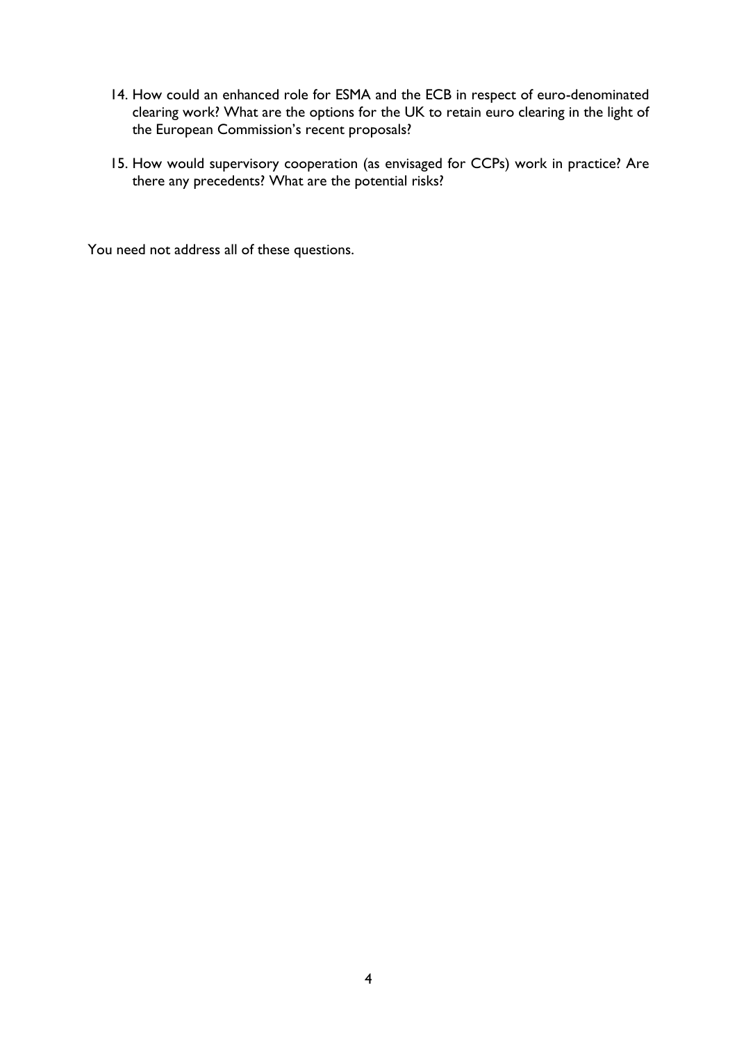14. How could an enhanced role for ESMA and the ECB in respect of euro-denominated clearing work? What are the options for the UK to retain euro clearing in the light of the European Commission's recent proposals?

15. How would supervisory cooperation (as envisaged for CCPs) work in practice? Are there any precedents? What are the potential risks?

You need not address all of these questions.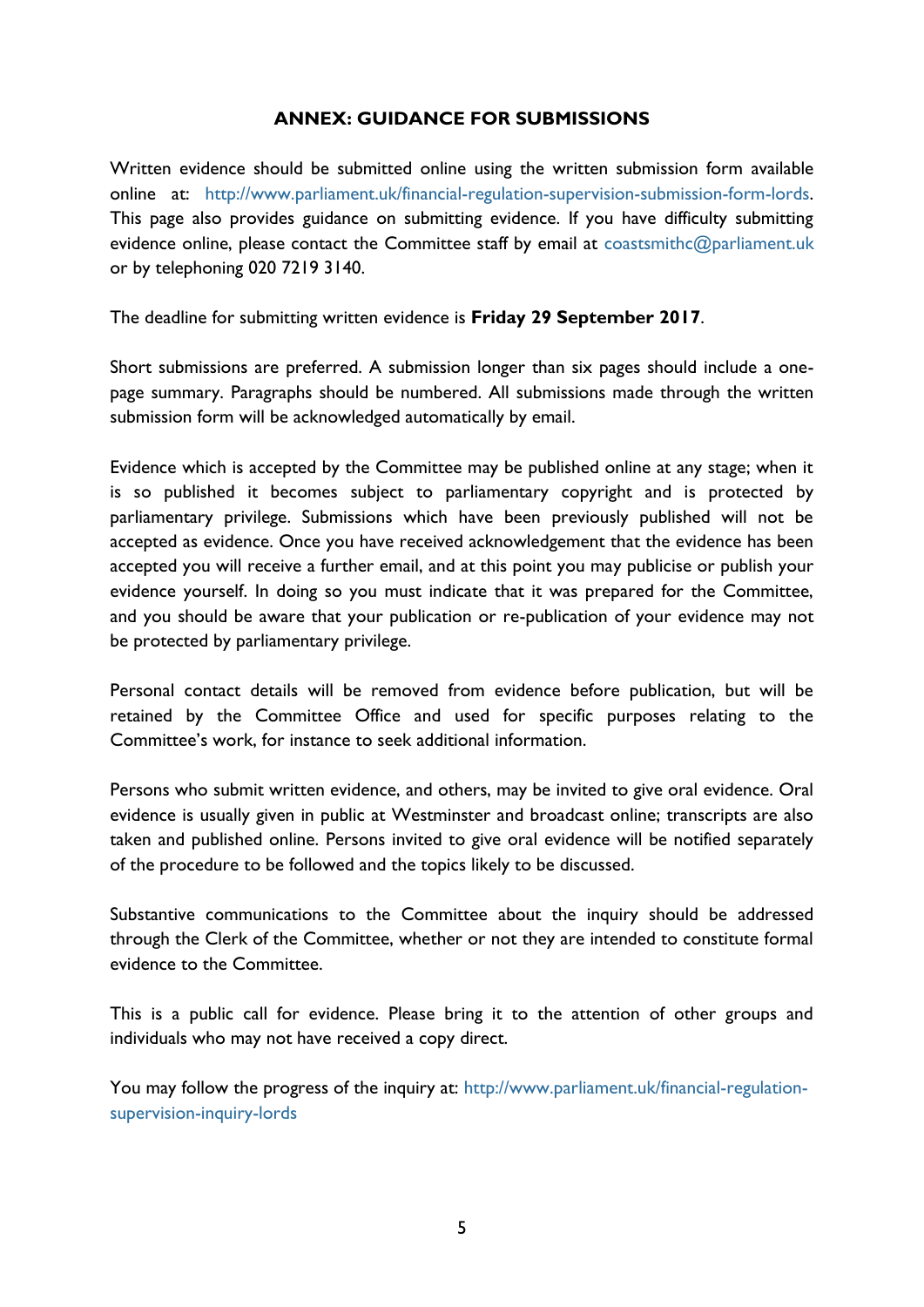## ANNEX: GUIDANCE FOR SUBMISSIONS

Written evidence should be submitted online using the written submission form available online at: http://www.parliament.uk/financial-regulation-supervision-submission-form-lords. This page also provides guidance on submitting evidence. If you have difficulty submitting evidence online, please contact the Committee staff by email at coastsmithc@parliament.uk or by telephoning 020 7219 3140.

The deadline for submitting written evidence is **Friday 29 September 2017**.

Short submissions are preferred. A submission longer than six pages should include a one-page summary. Paragraphs should be numbered. All submissions made through the written submission form will be acknowledged automatically by email.

Evidence which is accepted by the Committee may be published online at any stage; when it is so published it becomes subject to parliamentary copyright and is protected by parliamentary privilege. Submissions which have been previously published will not be accepted as evidence. Once you have received acknowledgement that the evidence has been accepted you will receive a further email, and at this point you may publicise or publish your evidence yourself. In doing so you must indicate that it was prepared for the Committee, and you should be aware that your publication or re-publication of your evidence may not be protected by parliamentary privilege.

Personal contact details will be removed from evidence before publication, but will be retained by the Committee Office and used for specific purposes relating to the Committee's work, for instance to seek additional information.

Persons who submit written evidence, and others, may be invited to give oral evidence. Oral evidence is usually given in public at Westminster and broadcast online; transcripts are also taken and published online. Persons invited to give oral evidence will be notified separately of the procedure to be followed and the topics likely to be discussed.

Substantive communications to the Committee about the inquiry should be addressed through the Clerk of the Committee, whether or not they are intended to constitute formal evidence to the Committee.

This is a public call for evidence. Please bring it to the attention of other groups and individuals who may not have received a copy direct.

You may follow the progress of the inquiry at: http://www.parliament.uk/financial-regulation-supervision-inquiry-lords